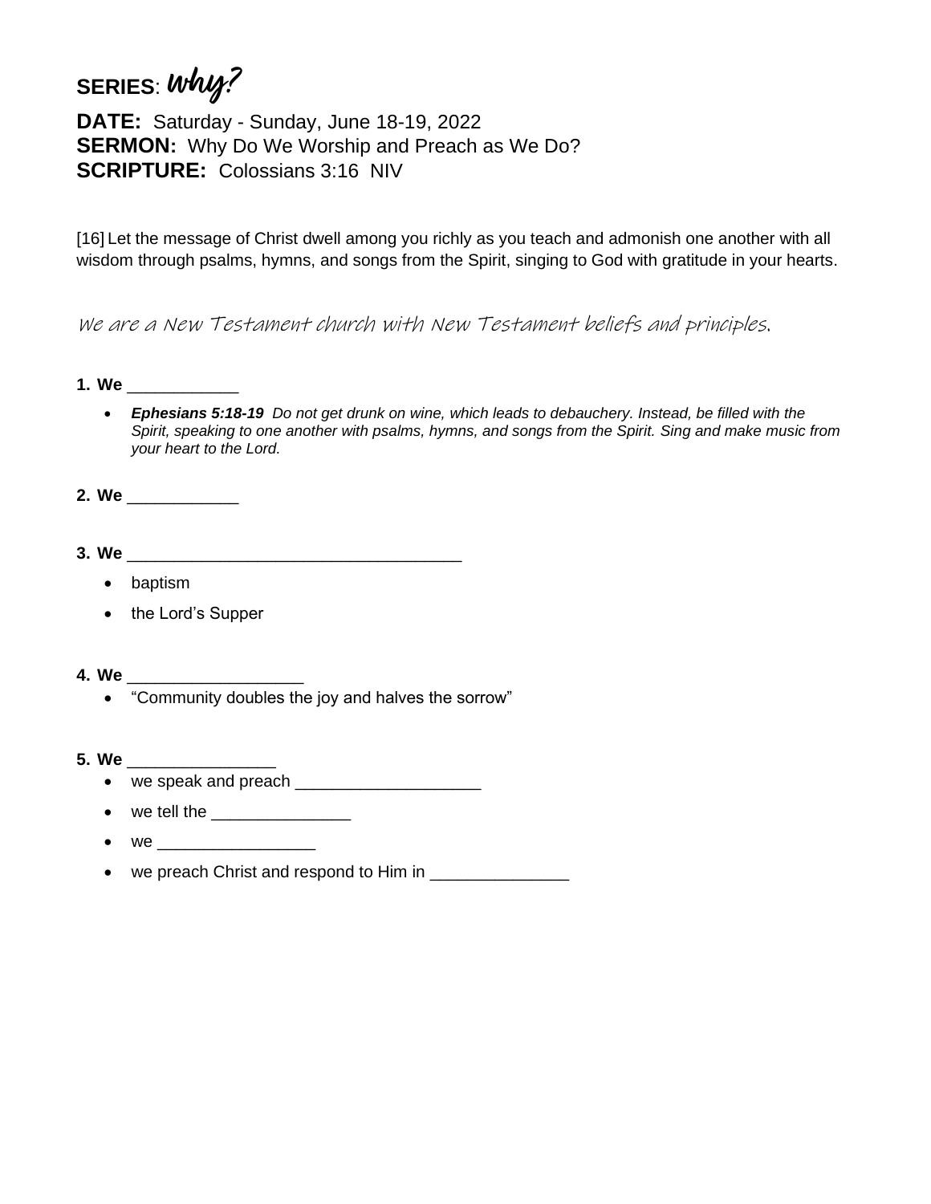# SERIES: *Why?*

**DATE:** Saturday - Sunday, June 18-19, 2022
**SERMON:** Why Do We Worship and Preach as We Do?
**SCRIPTURE:** Colossians 3:16 NIV

[16] Let the message of Christ dwell among you richly as you teach and admonish one another with all wisdom through psalms, hymns, and songs from the Spirit, singing to God with gratitude in your hearts.

*We are a New Testament church with New Testament beliefs and principles.*

**1. We** ____________

- ***Ephesians 5:18-19*** *Do not get drunk on wine, which leads to debauchery. Instead, be filled with the Spirit, speaking to one another with psalms, hymns, and songs from the Spirit. Sing and make music from your heart to the Lord.*

**2. We** ____________

**3. We** ____________________________________

- baptism
- the Lord's Supper

**4. We** ___________________

- "Community doubles the joy and halves the sorrow"

**5. We** ________________

- we speak and preach ____________________
- we tell the _______________
- we _________________
- we preach Christ and respond to Him in _______________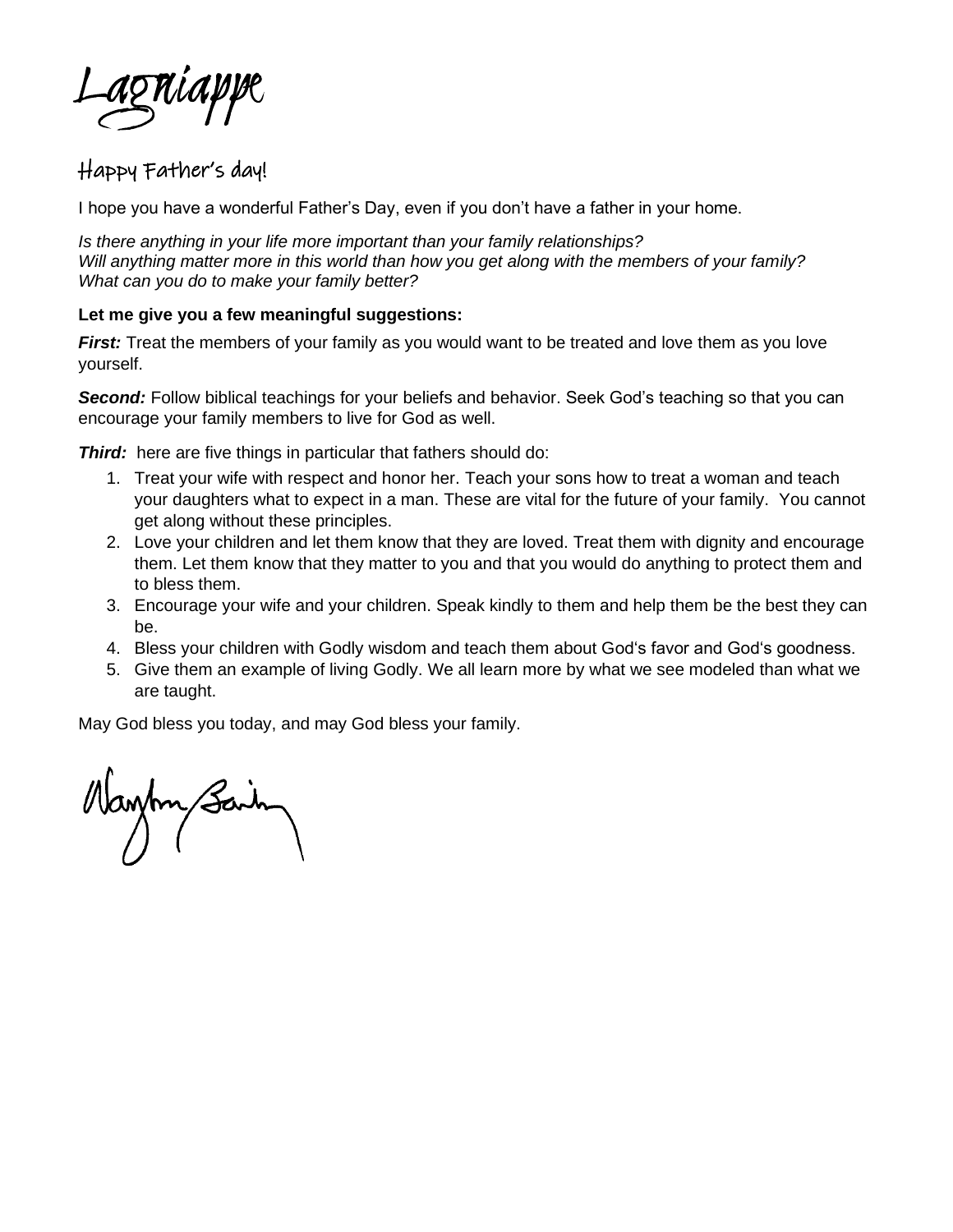# Lagniappe

## Happy Father's day!

I hope you have a wonderful Father's Day, even if you don't have a father in your home.

*Is there anything in your life more important than your family relationships?*
*Will anything matter more in this world than how you get along with the members of your family?*
*What can you do to make your family better?*

**Let me give you a few meaningful suggestions:**

***First:*** Treat the members of your family as you would want to be treated and love them as you love yourself.

***Second:*** Follow biblical teachings for your beliefs and behavior. Seek God's teaching so that you can encourage your family members to live for God as well.

***Third:*** here are five things in particular that fathers should do:

1. Treat your wife with respect and honor her. Teach your sons how to treat a woman and teach your daughters what to expect in a man. These are vital for the future of your family. You cannot get along without these principles.
2. Love your children and let them know that they are loved. Treat them with dignity and encourage them. Let them know that they matter to you and that you would do anything to protect them and to bless them.
3. Encourage your wife and your children. Speak kindly to them and help them be the best they can be.
4. Bless your children with Godly wisdom and teach them about God's favor and God's goodness.
5. Give them an example of living Godly. We all learn more by what we see modeled than what we are taught.

May God bless you today, and may God bless your family.

Waylon Bailey